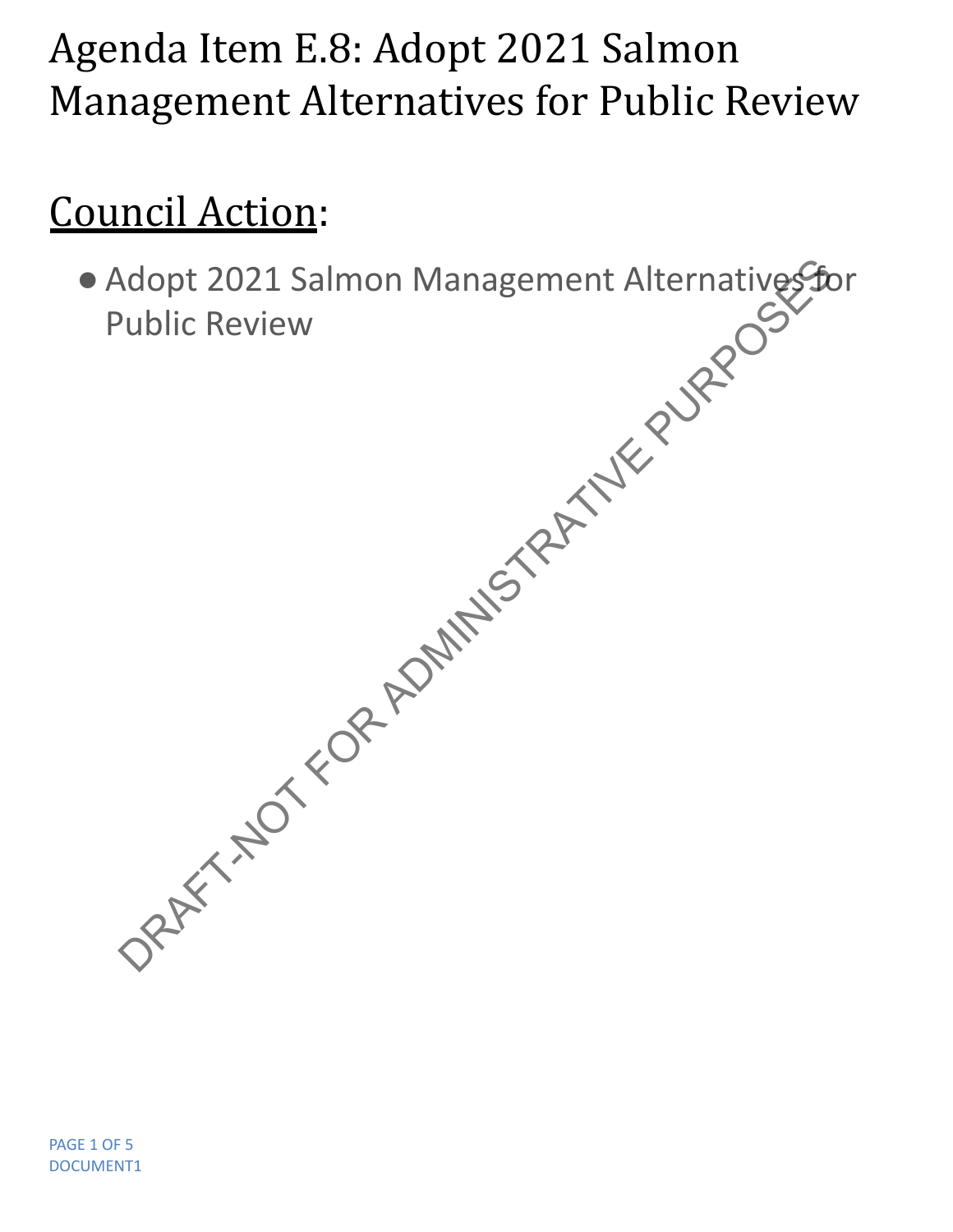# Agenda Item E.8: Adopt 2021 Salmon Management Alternatives for Public Review

## Council Action:

- Adopt 2021 Salmon Management Alternatives for Public Review

DRAFT-NOT FOR ADMINISTRATIVE PURPOSES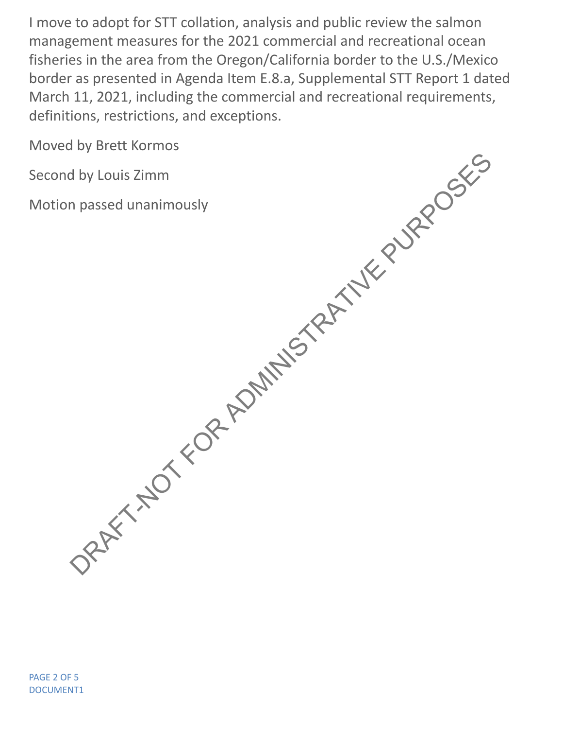I move to adopt for STT collation, analysis and public review the salmon management measures for the 2021 commercial and recreational ocean fisheries in the area from the Oregon/California border to the U.S./Mexico border as presented in Agenda Item E.8.a, Supplemental STT Report 1 dated March 11, 2021, including the commercial and recreational requirements, definitions, restrictions, and exceptions.

Moved by Brett Kormos

Second by Louis Zimm

Motion passed unanimously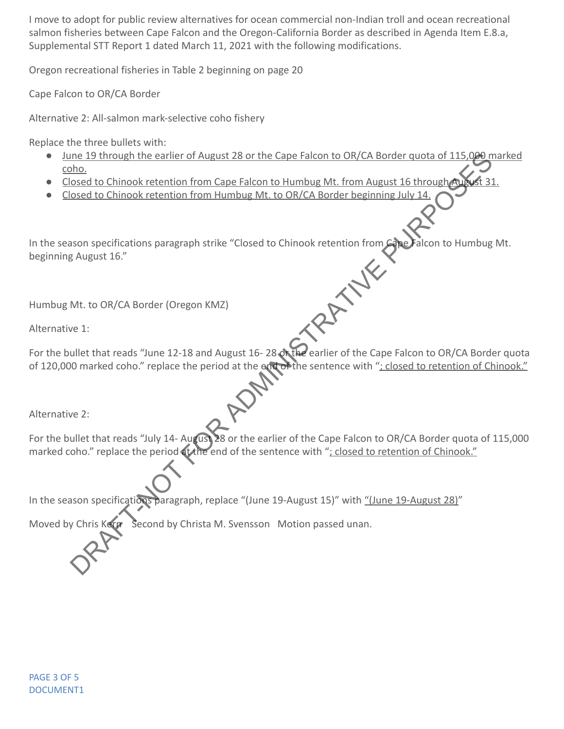I move to adopt for public review alternatives for ocean commercial non-Indian troll and ocean recreational salmon fisheries between Cape Falcon and the Oregon-California Border as described in Agenda Item E.8.a, Supplemental STT Report 1 dated March 11, 2021 with the following modifications.

Oregon recreational fisheries in Table 2 beginning on page 20

Cape Falcon to OR/CA Border

Alternative 2: All-salmon mark-selective coho fishery

Replace the three bullets with:

- <u>June 19 through the earlier of August 28 or the Cape Falcon to OR/CA Border quota of 115,000 marked coho.</u>
- <u>Closed to Chinook retention from Cape Falcon to Humbug Mt. from August 16 through August 31.</u>
- <u>Closed to Chinook retention from Humbug Mt. to OR/CA Border beginning July 14.</u>

In the season specifications paragraph strike "Closed to Chinook retention from Cape Falcon to Humbug Mt. beginning August 16."

Humbug Mt. to OR/CA Border (Oregon KMZ)

Alternative 1:

For the bullet that reads "June 12-18 and August 16- 28 or the earlier of the Cape Falcon to OR/CA Border quota of 120,000 marked coho." replace the period at the end of the sentence with "<u>; closed to retention of Chinook.</u>"

Alternative 2:

For the bullet that reads "July 14- August 28 or the earlier of the Cape Falcon to OR/CA Border quota of 115,000 marked coho." replace the period at the end of the sentence with "<u>; closed to retention of Chinook.</u>"

In the season specifications paragraph, replace "(June 19-August 15)" with <u>"(June 19-August 28)"</u>

Moved by Chris Kern Second by Christa M. Svensson Motion passed unan.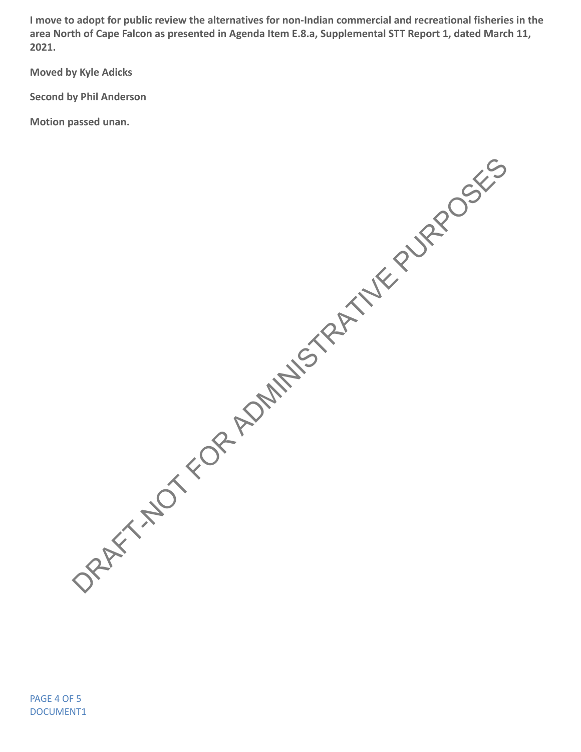**I move to adopt for public review the alternatives for non-Indian commercial and recreational fisheries in the area North of Cape Falcon as presented in Agenda Item E.8.a, Supplemental STT Report 1, dated March 11, 2021.**

**Moved by Kyle Adicks**

**Second by Phil Anderson**

**Motion passed unan.**

DRAFT-NOT FOR ADMINISTRATIVE PURPOSES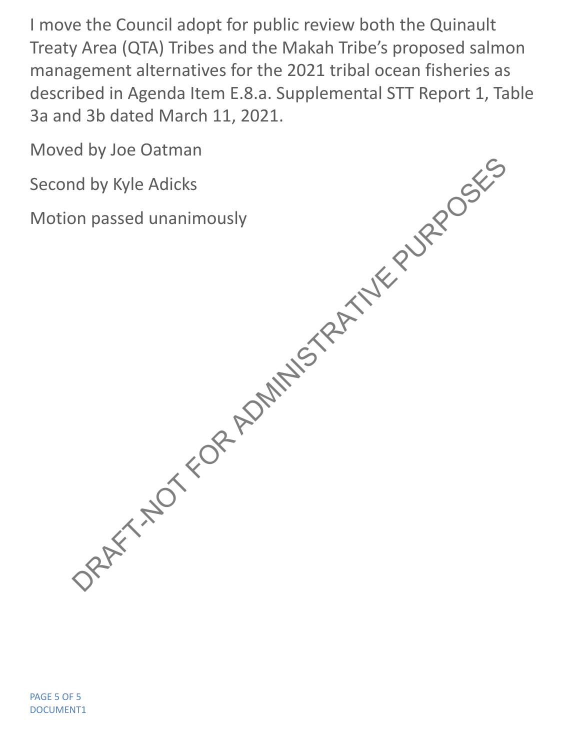I move the Council adopt for public review both the Quinault Treaty Area (QTA) Tribes and the Makah Tribe's proposed salmon management alternatives for the 2021 tribal ocean fisheries as described in Agenda Item E.8.a. Supplemental STT Report 1, Table 3a and 3b dated March 11, 2021.

Moved by Joe Oatman

Second by Kyle Adicks

Motion passed unanimously

DRAFT-NOT FOR ADMINISTRATIVE PURPOSES